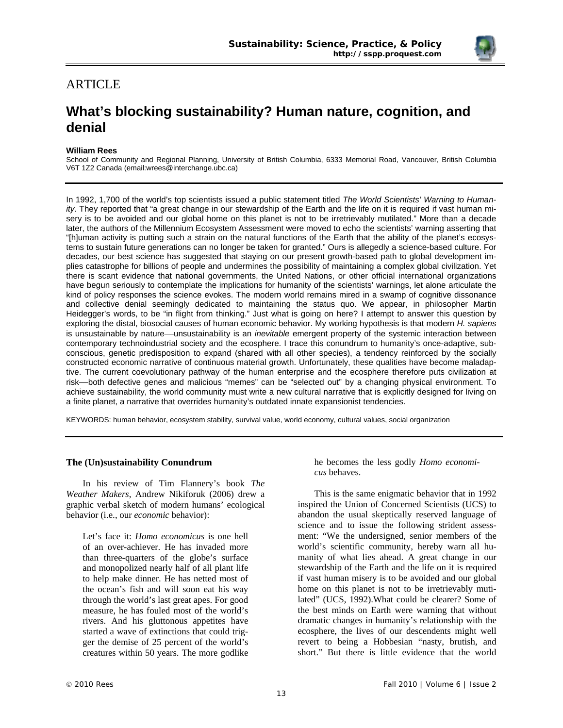ARTICLE

# What's blocking sustainability? Human nature, cognition, and denial

**William Rees**

School of Community and Regional Planning, University of British Columbia, 6333 Memorial Road, Vancouver, British Columbia V6T 1Z2 Canada (email:wrees@interchange.ubc.ca)

In 1992, 1,700 of the world's top scientists issued a public statement titled *The World Scientists' Warning to Humanity*. They reported that "a great change in our stewardship of the Earth and the life on it is required if vast human misery is to be avoided and our global home on this planet is not to be irretrievably mutilated." More than a decade later, the authors of the Millennium Ecosystem Assessment were moved to echo the scientists' warning asserting that "[h]uman activity is putting such a strain on the natural functions of the Earth that the ability of the planet's ecosystems to sustain future generations can no longer be taken for granted." Ours is allegedly a science-based culture. For decades, our best science has suggested that staying on our present growth-based path to global development implies catastrophe for billions of people and undermines the possibility of maintaining a complex global civilization. Yet there is scant evidence that national governments, the United Nations, or other official international organizations have begun seriously to contemplate the implications for humanity of the scientists' warnings, let alone articulate the kind of policy responses the science evokes. The modern world remains mired in a swamp of cognitive dissonance and collective denial seemingly dedicated to maintaining the status quo. We appear, in philosopher Martin Heidegger's words, to be "in flight from thinking." Just what is going on here? I attempt to answer this question by exploring the distal, biosocial causes of human economic behavior. My working hypothesis is that modern *H. sapiens* is unsustainable by nature—unsustainability is an *inevitable* emergent property of the systemic interaction between contemporary technoindustrial society and the ecosphere. I trace this conundrum to humanity's once-adaptive, subconscious, genetic predisposition to expand (shared with all other species), a tendency reinforced by the socially constructed economic narrative of continuous material growth. Unfortunately, these qualities have become maladaptive. The current coevolutionary pathway of the human enterprise and the ecosphere therefore puts civilization at risk—both defective genes and malicious "memes" can be "selected out" by a changing physical environment. To achieve sustainability, the world community must write a new cultural narrative that is explicitly designed for living on a finite planet, a narrative that overrides humanity's outdated innate expansionist tendencies.

KEYWORDS: human behavior, ecosystem stability, survival value, world economy, cultural values, social organization

## The (Un)sustainability Conundrum

In his review of Tim Flannery's book *The Weather Makers*, Andrew Nikiforuk (2006) drew a graphic verbal sketch of modern humans' ecological behavior (i.e., our *economic* behavior):

> Let's face it: *Homo economicus* is one hell of an over-achiever. He has invaded more than three-quarters of the globe's surface and monopolized nearly half of all plant life to help make dinner. He has netted most of the ocean's fish and will soon eat his way through the world's last great apes. For good measure, he has fouled most of the world's rivers. And his gluttonous appetites have started a wave of extinctions that could trigger the demise of 25 percent of the world's creatures within 50 years. The more godlike he becomes the less godly *Homo economicus* behaves.

This is the same enigmatic behavior that in 1992 inspired the Union of Concerned Scientists (UCS) to abandon the usual skeptically reserved language of science and to issue the following strident assessment: "We the undersigned, senior members of the world's scientific community, hereby warn all humanity of what lies ahead. A great change in our stewardship of the Earth and the life on it is required if vast human misery is to be avoided and our global home on this planet is not to be irretrievably mutilated" (UCS, 1992).What could be clearer? Some of the best minds on Earth were warning that without dramatic changes in humanity's relationship with the ecosphere, the lives of our descendents might well revert to being a Hobbesian "nasty, brutish, and short." But there is little evidence that the world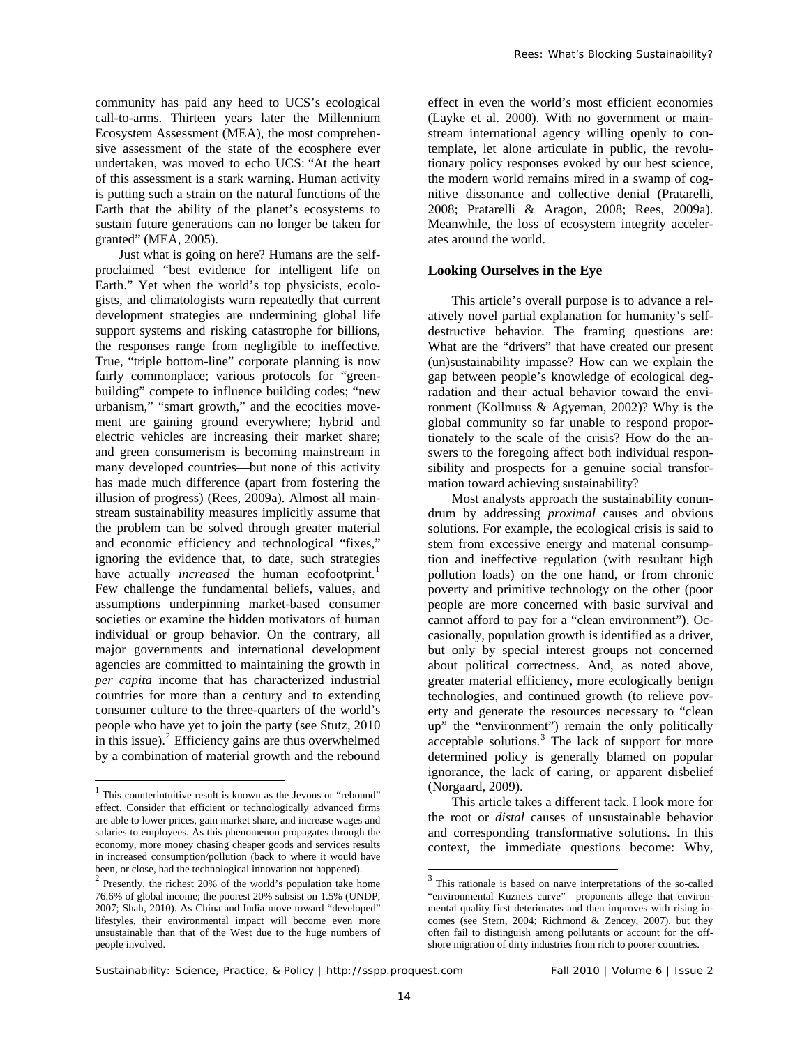community has paid any heed to UCS's ecological call-to-arms. Thirteen years later the Millennium Ecosystem Assessment (MEA), the most comprehensive assessment of the state of the ecosphere ever undertaken, was moved to echo UCS: "At the heart of this assessment is a stark warning. Human activity is putting such a strain on the natural functions of the Earth that the ability of the planet's ecosystems to sustain future generations can no longer be taken for granted" (MEA, 2005).

Just what is going on here? Humans are the self-proclaimed "best evidence for intelligent life on Earth." Yet when the world's top physicists, ecologists, and climatologists warn repeatedly that current development strategies are undermining global life support systems and risking catastrophe for billions, the responses range from negligible to ineffective. True, "triple bottom-line" corporate planning is now fairly commonplace; various protocols for "green-building" compete to influence building codes; "new urbanism," "smart growth," and the ecocities movement are gaining ground everywhere; hybrid and electric vehicles are increasing their market share; and green consumerism is becoming mainstream in many developed countries—but none of this activity has made much difference (apart from fostering the illusion of progress) (Rees, 2009a). Almost all mainstream sustainability measures implicitly assume that the problem can be solved through greater material and economic efficiency and technological "fixes," ignoring the evidence that, to date, such strategies have actually *increased* the human ecofootprint.[1] Few challenge the fundamental beliefs, values, and assumptions underpinning market-based consumer societies or examine the hidden motivators of human individual or group behavior. On the contrary, all major governments and international development agencies are committed to maintaining the growth in *per capita* income that has characterized industrial countries for more than a century and to extending consumer culture to the three-quarters of the world's people who have yet to join the party (see Stutz, 2010 in this issue).[2] Efficiency gains are thus overwhelmed by a combination of material growth and the rebound effect in even the world's most efficient economies (Layke et al. 2000). With no government or mainstream international agency willing openly to contemplate, let alone articulate in public, the revolutionary policy responses evoked by our best science, the modern world remains mired in a swamp of cognitive dissonance and collective denial (Pratarelli, 2008; Pratarelli & Aragon, 2008; Rees, 2009a). Meanwhile, the loss of ecosystem integrity accelerates around the world.

## Looking Ourselves in the Eye

This article's overall purpose is to advance a relatively novel partial explanation for humanity's self-destructive behavior. The framing questions are: What are the "drivers" that have created our present (un)sustainability impasse? How can we explain the gap between people's knowledge of ecological degradation and their actual behavior toward the environment (Kollmuss & Agyeman, 2002)? Why is the global community so far unable to respond proportionately to the scale of the crisis? How do the answers to the foregoing affect both individual responsibility and prospects for a genuine social transformation toward achieving sustainability?

Most analysts approach the sustainability conundrum by addressing *proximal* causes and obvious solutions. For example, the ecological crisis is said to stem from excessive energy and material consumption and ineffective regulation (with resultant high pollution loads) on the one hand, or from chronic poverty and primitive technology on the other (poor people are more concerned with basic survival and cannot afford to pay for a "clean environment"). Occasionally, population growth is identified as a driver, but only by special interest groups not concerned about political correctness. And, as noted above, greater material efficiency, more ecologically benign technologies, and continued growth (to relieve poverty and generate the resources necessary to "clean up" the "environment") remain the only politically acceptable solutions.[3] The lack of support for more determined policy is generally blamed on popular ignorance, the lack of caring, or apparent disbelief (Norgaard, 2009).

This article takes a different tack. I look more for the root or *distal* causes of unsustainable behavior and corresponding transformative solutions. In this context, the immediate questions become: Why,

---

[1] This counterintuitive result is known as the Jevons or "rebound" effect. Consider that efficient or technologically advanced firms are able to lower prices, gain market share, and increase wages and salaries to employees. As this phenomenon propagates through the economy, more money chasing cheaper goods and services results in increased consumption/pollution (back to where it would have been, or close, had the technological innovation not happened).

[2] Presently, the richest 20% of the world's population take home 76.6% of global income; the poorest 20% subsist on 1.5% (UNDP, 2007; Shah, 2010). As China and India move toward "developed" lifestyles, their environmental impact will become even more unsustainable than that of the West due to the huge numbers of people involved.

[3] This rationale is based on naïve interpretations of the so-called "environmental Kuznets curve"—proponents allege that environmental quality first deteriorates and then improves with rising incomes (see Stern, 2004; Richmond & Zencey, 2007), but they often fail to distinguish among pollutants or account for the offshore migration of dirty industries from rich to poorer countries.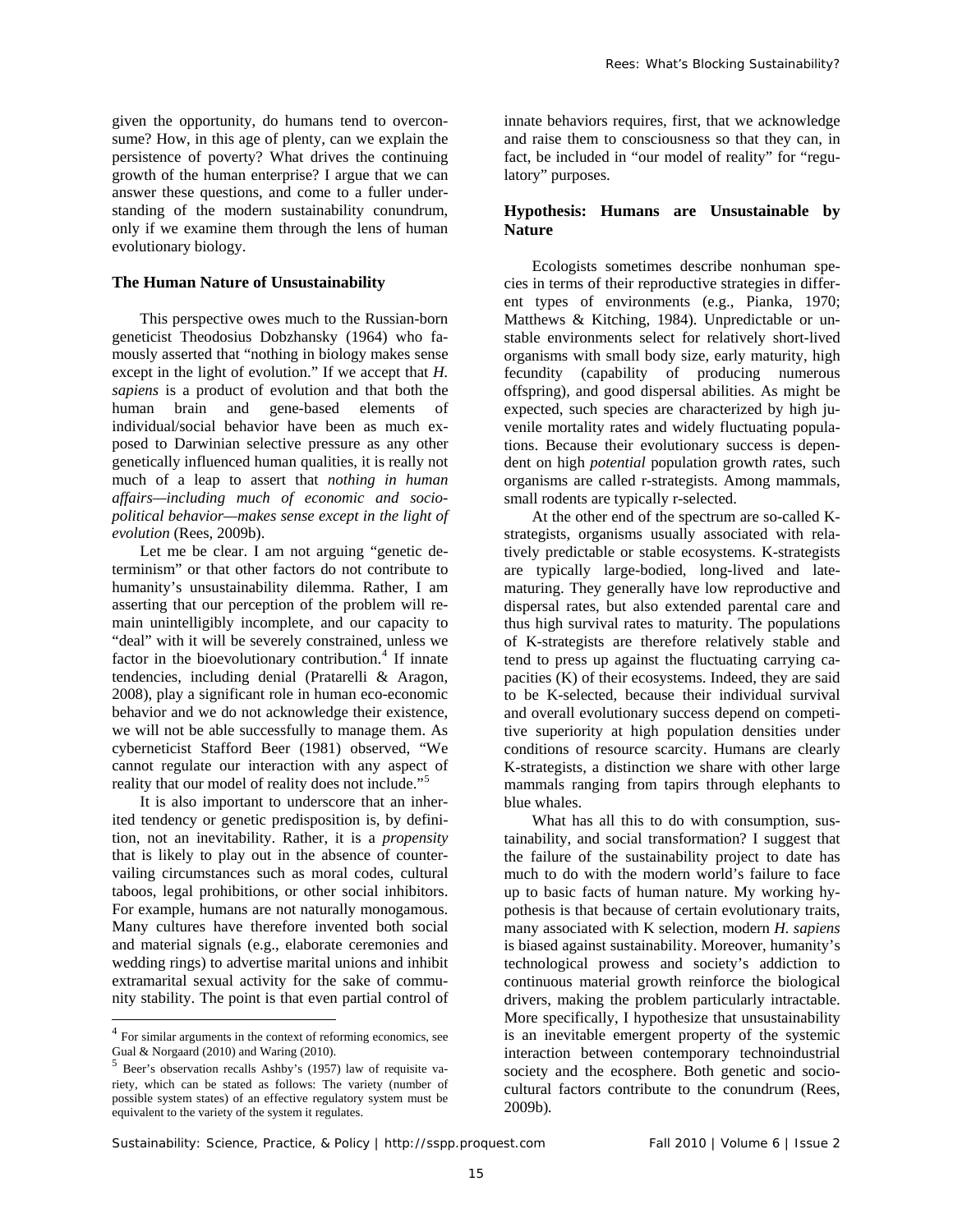given the opportunity, do humans tend to overconsume? How, in this age of plenty, can we explain the persistence of poverty? What drives the continuing growth of the human enterprise? I argue that we can answer these questions, and come to a fuller understanding of the modern sustainability conundrum, only if we examine them through the lens of human evolutionary biology.

### The Human Nature of Unsustainability

This perspective owes much to the Russian-born geneticist Theodosius Dobzhansky (1964) who famously asserted that "nothing in biology makes sense except in the light of evolution." If we accept that *H. sapiens* is a product of evolution and that both the human brain and gene-based elements of individual/social behavior have been as much exposed to Darwinian selective pressure as any other genetically influenced human qualities, it is really not much of a leap to assert that *nothing in human affairs—including much of economic and sociopolitical behavior—makes sense except in the light of evolution* (Rees, 2009b).

Let me be clear. I am not arguing "genetic determinism" or that other factors do not contribute to humanity's unsustainability dilemma. Rather, I am asserting that our perception of the problem will remain unintelligibly incomplete, and our capacity to "deal" with it will be severely constrained, unless we factor in the bioevolutionary contribution.[4] If innate tendencies, including denial (Pratarelli & Aragon, 2008), play a significant role in human eco-economic behavior and we do not acknowledge their existence, we will not be able successfully to manage them. As cyberneticist Stafford Beer (1981) observed, "We cannot regulate our interaction with any aspect of reality that our model of reality does not include."[5]

It is also important to underscore that an inherited tendency or genetic predisposition is, by definition, not an inevitability. Rather, it is a *propensity* that is likely to play out in the absence of countervailing circumstances such as moral codes, cultural taboos, legal prohibitions, or other social inhibitors. For example, humans are not naturally monogamous. Many cultures have therefore invented both social and material signals (e.g., elaborate ceremonies and wedding rings) to advertise marital unions and inhibit extramarital sexual activity for the sake of community stability. The point is that even partial control of innate behaviors requires, first, that we acknowledge and raise them to consciousness so that they can, in fact, be included in "our model of reality" for "regulatory" purposes.

### Hypothesis: Humans are Unsustainable by Nature

Ecologists sometimes describe nonhuman species in terms of their reproductive strategies in different types of environments (e.g., Pianka, 1970; Matthews & Kitching, 1984). Unpredictable or unstable environments select for relatively short-lived organisms with small body size, early maturity, high fecundity (capability of producing numerous offspring), and good dispersal abilities. As might be expected, such species are characterized by high juvenile mortality rates and widely fluctuating populations. Because their evolutionary success is dependent on high *potential* population growth *r*ates, such organisms are called r-strategists. Among mammals, small rodents are typically r-selected.

At the other end of the spectrum are so-called K-strategists, organisms usually associated with relatively predictable or stable ecosystems. K-strategists are typically large-bodied, long-lived and late-maturing. They generally have low reproductive and dispersal rates, but also extended parental care and thus high survival rates to maturity. The populations of K-strategists are therefore relatively stable and tend to press up against the fluctuating carrying capacities (K) of their ecosystems. Indeed, they are said to be K-selected, because their individual survival and overall evolutionary success depend on competitive superiority at high population densities under conditions of resource scarcity. Humans are clearly K-strategists, a distinction we share with other large mammals ranging from tapirs through elephants to blue whales.

What has all this to do with consumption, sustainability, and social transformation? I suggest that the failure of the sustainability project to date has much to do with the modern world's failure to face up to basic facts of human nature. My working hypothesis is that because of certain evolutionary traits, many associated with K selection, modern *H. sapiens* is biased against sustainability. Moreover, humanity's technological prowess and society's addiction to continuous material growth reinforce the biological drivers, making the problem particularly intractable. More specifically, I hypothesize that unsustainability is an inevitable emergent property of the systemic interaction between contemporary technoindustrial society and the ecosphere. Both genetic and sociocultural factors contribute to the conundrum (Rees, 2009b).

---

[4] For similar arguments in the context of reforming economics, see Gual & Norgaard (2010) and Waring (2010).

[5] Beer's observation recalls Ashby's (1957) law of requisite variety, which can be stated as follows: The variety (number of possible system states) of an effective regulatory system must be equivalent to the variety of the system it regulates.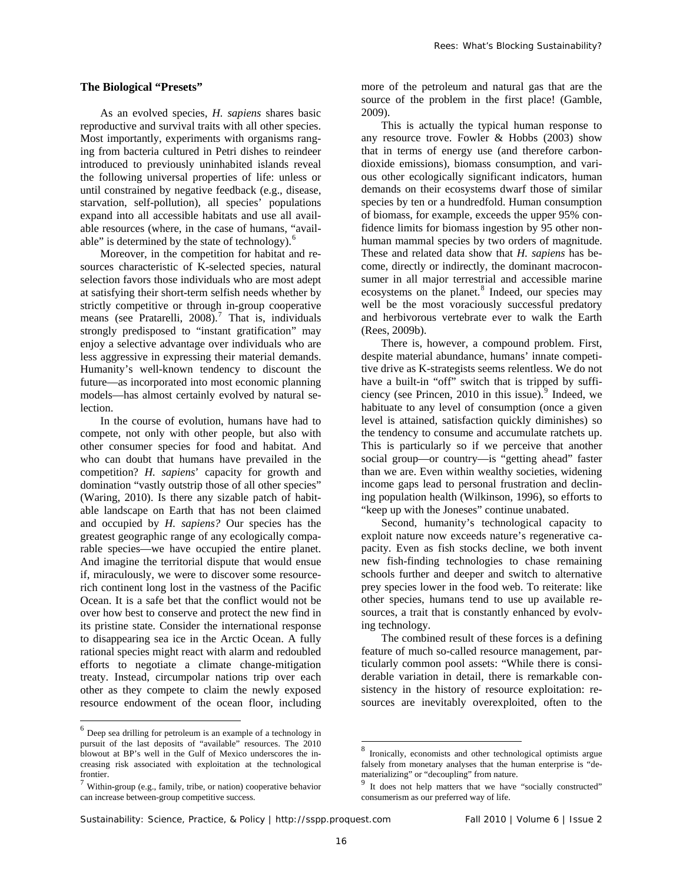### The Biological "Presets"

As an evolved species, *H. sapiens* shares basic reproductive and survival traits with all other species. Most importantly, experiments with organisms ranging from bacteria cultured in Petri dishes to reindeer introduced to previously uninhabited islands reveal the following universal properties of life: unless or until constrained by negative feedback (e.g., disease, starvation, self-pollution), all species' populations expand into all accessible habitats and use all available resources (where, in the case of humans, "available" is determined by the state of technology).[6]

Moreover, in the competition for habitat and resources characteristic of K-selected species, natural selection favors those individuals who are most adept at satisfying their short-term selfish needs whether by strictly competitive or through in-group cooperative means (see Pratarelli, 2008).[7] That is, individuals strongly predisposed to "instant gratification" may enjoy a selective advantage over individuals who are less aggressive in expressing their material demands. Humanity's well-known tendency to discount the future—as incorporated into most economic planning models—has almost certainly evolved by natural selection.

In the course of evolution, humans have had to compete, not only with other people, but also with other consumer species for food and habitat. And who can doubt that humans have prevailed in the competition? *H. sapiens*' capacity for growth and domination "vastly outstrip those of all other species" (Waring, 2010). Is there any sizable patch of habitable landscape on Earth that has not been claimed and occupied by *H. sapiens?* Our species has the greatest geographic range of any ecologically comparable species—we have occupied the entire planet. And imagine the territorial dispute that would ensue if, miraculously, we were to discover some resource-rich continent long lost in the vastness of the Pacific Ocean. It is a safe bet that the conflict would not be over how best to conserve and protect the new find in its pristine state. Consider the international response to disappearing sea ice in the Arctic Ocean. A fully rational species might react with alarm and redoubled efforts to negotiate a climate change-mitigation treaty. Instead, circumpolar nations trip over each other as they compete to claim the newly exposed resource endowment of the ocean floor, including more of the petroleum and natural gas that are the source of the problem in the first place! (Gamble, 2009).

This is actually the typical human response to any resource trove. Fowler & Hobbs (2003) show that in terms of energy use (and therefore carbon-dioxide emissions), biomass consumption, and various other ecologically significant indicators, human demands on their ecosystems dwarf those of similar species by ten or a hundredfold. Human consumption of biomass, for example, exceeds the upper 95% confidence limits for biomass ingestion by 95 other nonhuman mammal species by two orders of magnitude. These and related data show that *H. sapiens* has become, directly or indirectly, the dominant macroconsumer in all major terrestrial and accessible marine ecosystems on the planet.[8] Indeed, our species may well be the most voraciously successful predatory and herbivorous vertebrate ever to walk the Earth (Rees, 2009b).

There is, however, a compound problem. First, despite material abundance, humans' innate competitive drive as K-strategists seems relentless. We do not have a built-in "off" switch that is tripped by sufficiency (see Princen, 2010 in this issue).[9] Indeed, we habituate to any level of consumption (once a given level is attained, satisfaction quickly diminishes) so the tendency to consume and accumulate ratchets up. This is particularly so if we perceive that another social group—or country—is "getting ahead" faster than we are. Even within wealthy societies, widening income gaps lead to personal frustration and declining population health (Wilkinson, 1996), so efforts to "keep up with the Joneses" continue unabated.

Second, humanity's technological capacity to exploit nature now exceeds nature's regenerative capacity. Even as fish stocks decline, we both invent new fish-finding technologies to chase remaining schools further and deeper and switch to alternative prey species lower in the food web. To reiterate: like other species, humans tend to use up available resources, a trait that is constantly enhanced by evolving technology.

The combined result of these forces is a defining feature of much so-called resource management, particularly common pool assets: "While there is considerable variation in detail, there is remarkable consistency in the history of resource exploitation: resources are inevitably overexploited, often to the

---

[6] Deep sea drilling for petroleum is an example of a technology in pursuit of the last deposits of "available" resources. The 2010 blowout at BP's well in the Gulf of Mexico underscores the increasing risk associated with exploitation at the technological frontier.

[7] Within-group (e.g., family, tribe, or nation) cooperative behavior can increase between-group competitive success.

[8] Ironically, economists and other technological optimists argue falsely from monetary analyses that the human enterprise is "dematerializing" or "decoupling" from nature.

[9] It does not help matters that we have "socially constructed" consumerism as our preferred way of life.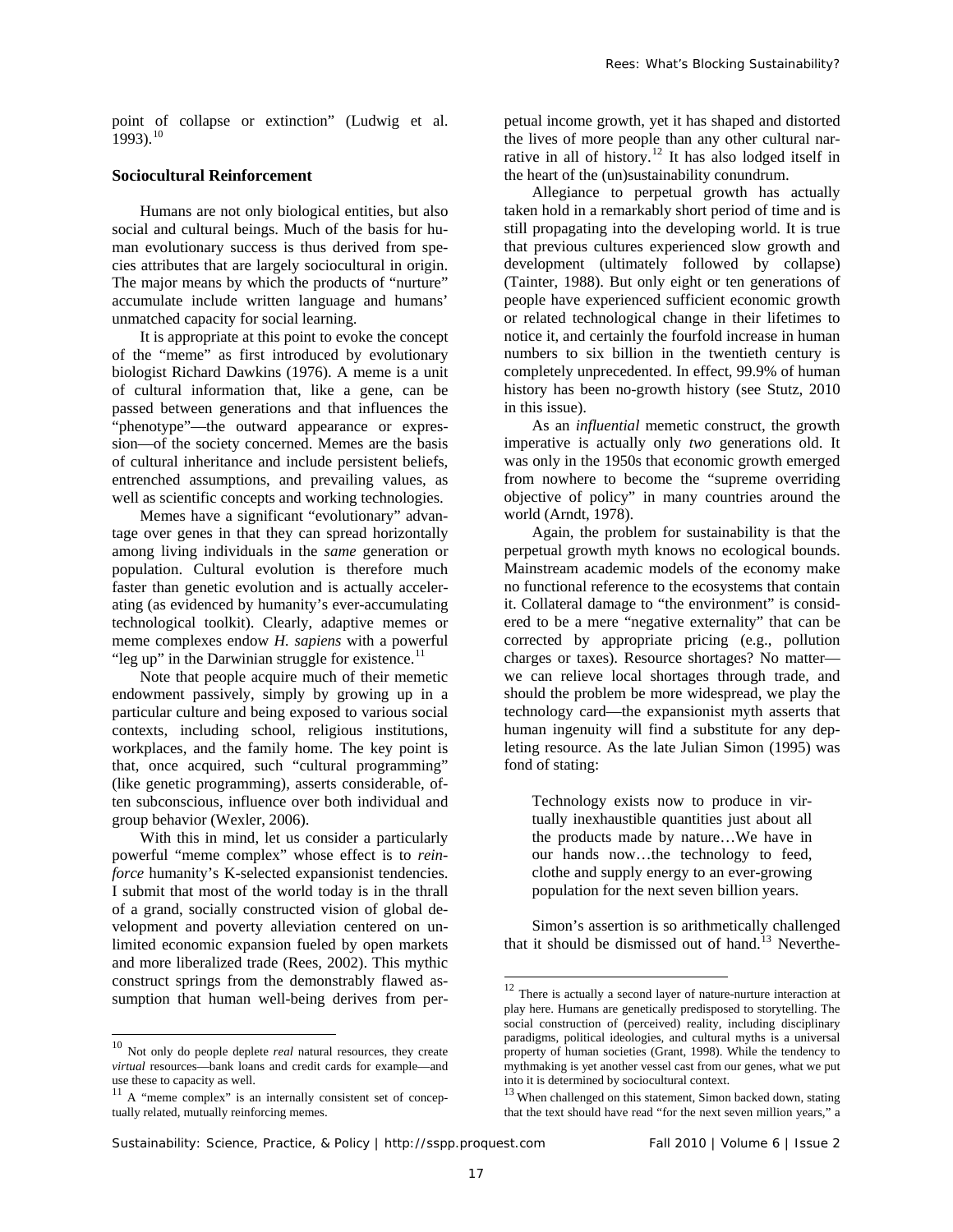point of collapse or extinction" (Ludwig et al. 1993).[10]

## Sociocultural Reinforcement

Humans are not only biological entities, but also social and cultural beings. Much of the basis for human evolutionary success is thus derived from species attributes that are largely sociocultural in origin. The major means by which the products of "nurture" accumulate include written language and humans' unmatched capacity for social learning.

It is appropriate at this point to evoke the concept of the "meme" as first introduced by evolutionary biologist Richard Dawkins (1976). A meme is a unit of cultural information that, like a gene, can be passed between generations and that influences the "phenotype"—the outward appearance or expression—of the society concerned. Memes are the basis of cultural inheritance and include persistent beliefs, entrenched assumptions, and prevailing values, as well as scientific concepts and working technologies.

Memes have a significant "evolutionary" advantage over genes in that they can spread horizontally among living individuals in the *same* generation or population. Cultural evolution is therefore much faster than genetic evolution and is actually accelerating (as evidenced by humanity's ever-accumulating technological toolkit). Clearly, adaptive memes or meme complexes endow *H. sapiens* with a powerful "leg up" in the Darwinian struggle for existence.[11]

Note that people acquire much of their memetic endowment passively, simply by growing up in a particular culture and being exposed to various social contexts, including school, religious institutions, workplaces, and the family home. The key point is that, once acquired, such "cultural programming" (like genetic programming), asserts considerable, often subconscious, influence over both individual and group behavior (Wexler, 2006).

With this in mind, let us consider a particularly powerful "meme complex" whose effect is to *reinforce* humanity's K-selected expansionist tendencies. I submit that most of the world today is in the thrall of a grand, socially constructed vision of global development and poverty alleviation centered on unlimited economic expansion fueled by open markets and more liberalized trade (Rees, 2002). This mythic construct springs from the demonstrably flawed assumption that human well-being derives from perpetual income growth, yet it has shaped and distorted the lives of more people than any other cultural narrative in all of history.[12] It has also lodged itself in the heart of the (un)sustainability conundrum.

Allegiance to perpetual growth has actually taken hold in a remarkably short period of time and is still propagating into the developing world. It is true that previous cultures experienced slow growth and development (ultimately followed by collapse) (Tainter, 1988). But only eight or ten generations of people have experienced sufficient economic growth or related technological change in their lifetimes to notice it, and certainly the fourfold increase in human numbers to six billion in the twentieth century is completely unprecedented. In effect, 99.9% of human history has been no-growth history (see Stutz, 2010 in this issue).

As an *influential* memetic construct, the growth imperative is actually only *two* generations old. It was only in the 1950s that economic growth emerged from nowhere to become the "supreme overriding objective of policy" in many countries around the world (Arndt, 1978).

Again, the problem for sustainability is that the perpetual growth myth knows no ecological bounds. Mainstream academic models of the economy make no functional reference to the ecosystems that contain it. Collateral damage to "the environment" is considered to be a mere "negative externality" that can be corrected by appropriate pricing (e.g., pollution charges or taxes). Resource shortages? No matter—we can relieve local shortages through trade, and should the problem be more widespread, we play the technology card—the expansionist myth asserts that human ingenuity will find a substitute for any depleting resource. As the late Julian Simon (1995) was fond of stating:

> Technology exists now to produce in virtually inexhaustible quantities just about all the products made by nature…We have in our hands now…the technology to feed, clothe and supply energy to an ever-growing population for the next seven billion years.

Simon's assertion is so arithmetically challenged that it should be dismissed out of hand.[13] Neverthe-

---

[10] Not only do people deplete *real* natural resources, they create *virtual* resources—bank loans and credit cards for example—and use these to capacity as well.

[11] A "meme complex" is an internally consistent set of conceptually related, mutually reinforcing memes.

[12] There is actually a second layer of nature-nurture interaction at play here. Humans are genetically predisposed to storytelling. The social construction of (perceived) reality, including disciplinary paradigms, political ideologies, and cultural myths is a universal property of human societies (Grant, 1998). While the tendency to mythmaking is yet another vessel cast from our genes, what we put into it is determined by sociocultural context.

[13] When challenged on this statement, Simon backed down, stating that the text should have read "for the next seven million years," a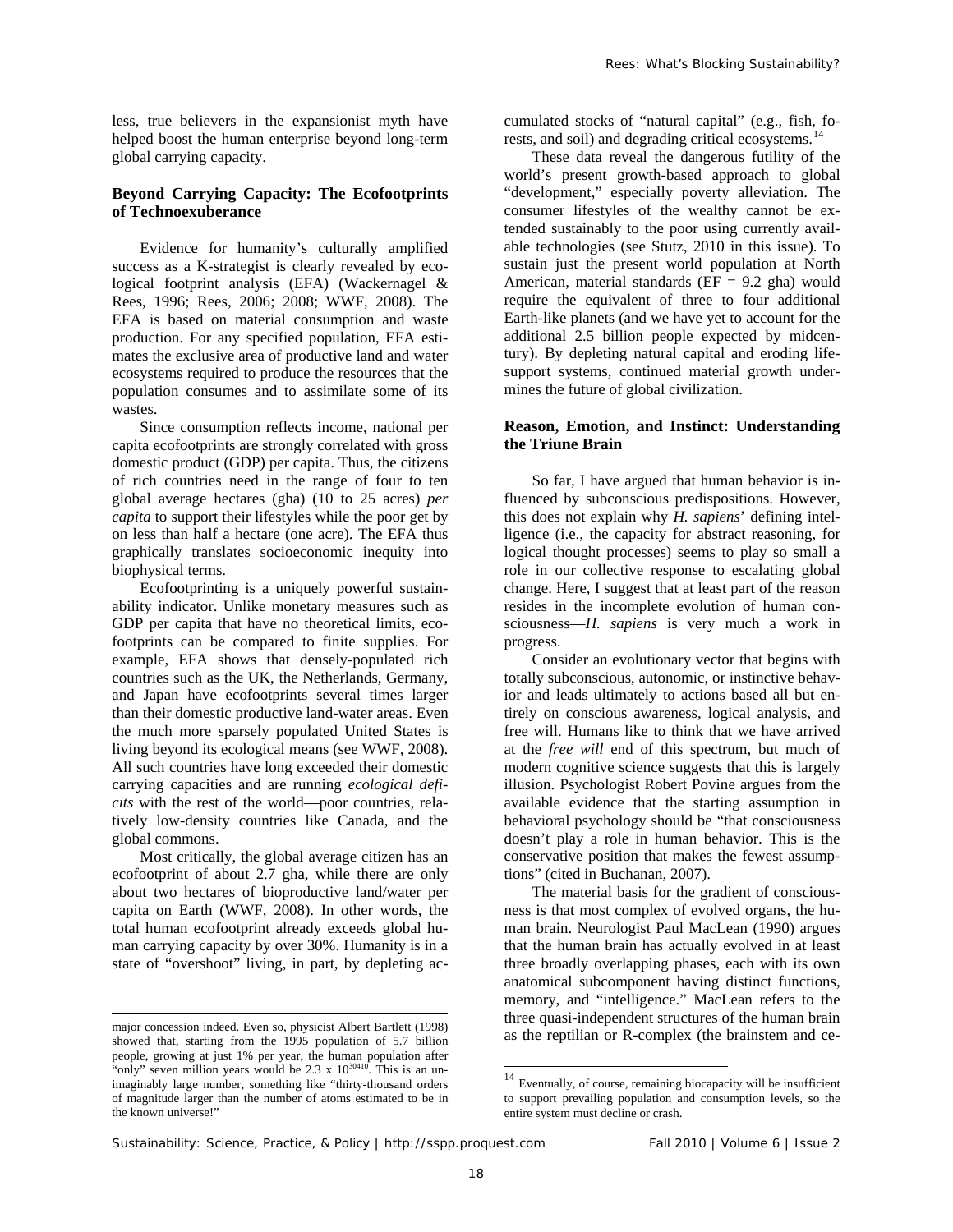less, true believers in the expansionist myth have helped boost the human enterprise beyond long-term global carrying capacity.

## Beyond Carrying Capacity: The Ecofootprints of Technoexuberance

Evidence for humanity's culturally amplified success as a K-strategist is clearly revealed by ecological footprint analysis (EFA) (Wackernagel & Rees, 1996; Rees, 2006; 2008; WWF, 2008). The EFA is based on material consumption and waste production. For any specified population, EFA estimates the exclusive area of productive land and water ecosystems required to produce the resources that the population consumes and to assimilate some of its wastes.

Since consumption reflects income, national per capita ecofootprints are strongly correlated with gross domestic product (GDP) per capita. Thus, the citizens of rich countries need in the range of four to ten global average hectares (gha) (10 to 25 acres) *per capita* to support their lifestyles while the poor get by on less than half a hectare (one acre). The EFA thus graphically translates socioeconomic inequity into biophysical terms.

Ecofootprinting is a uniquely powerful sustainability indicator. Unlike monetary measures such as GDP per capita that have no theoretical limits, ecofootprints can be compared to finite supplies. For example, EFA shows that densely-populated rich countries such as the UK, the Netherlands, Germany, and Japan have ecofootprints several times larger than their domestic productive land-water areas. Even the much more sparsely populated United States is living beyond its ecological means (see WWF, 2008). All such countries have long exceeded their domestic carrying capacities and are running *ecological deficits* with the rest of the world—poor countries, relatively low-density countries like Canada, and the global commons.

Most critically, the global average citizen has an ecofootprint of about 2.7 gha, while there are only about two hectares of bioproductive land/water per capita on Earth (WWF, 2008). In other words, the total human ecofootprint already exceeds global human carrying capacity by over 30%. Humanity is in a state of "overshoot" living, in part, by depleting accumulated stocks of "natural capital" (e.g., fish, forests, and soil) and degrading critical ecosystems.[14]

These data reveal the dangerous futility of the world's present growth-based approach to global "development," especially poverty alleviation. The consumer lifestyles of the wealthy cannot be extended sustainably to the poor using currently available technologies (see Stutz, 2010 in this issue). To sustain just the present world population at North American, material standards (EF = 9.2 gha) would require the equivalent of three to four additional Earth-like planets (and we have yet to account for the additional 2.5 billion people expected by midcentury). By depleting natural capital and eroding life-support systems, continued material growth undermines the future of global civilization.

## Reason, Emotion, and Instinct: Understanding the Triune Brain

So far, I have argued that human behavior is influenced by subconscious predispositions. However, this does not explain why *H. sapiens*' defining intelligence (i.e., the capacity for abstract reasoning, for logical thought processes) seems to play so small a role in our collective response to escalating global change. Here, I suggest that at least part of the reason resides in the incomplete evolution of human consciousness—*H. sapiens* is very much a work in progress.

Consider an evolutionary vector that begins with totally subconscious, autonomic, or instinctive behavior and leads ultimately to actions based all but entirely on conscious awareness, logical analysis, and free will. Humans like to think that we have arrived at the *free will* end of this spectrum, but much of modern cognitive science suggests that this is largely illusion. Psychologist Robert Povine argues from the available evidence that the starting assumption in behavioral psychology should be "that consciousness doesn't play a role in human behavior. This is the conservative position that makes the fewest assumptions" (cited in Buchanan, 2007).

The material basis for the gradient of consciousness is that most complex of evolved organs, the human brain. Neurologist Paul MacLean (1990) argues that the human brain has actually evolved in at least three broadly overlapping phases, each with its own anatomical subcomponent having distinct functions, memory, and "intelligence." MacLean refers to the three quasi-independent structures of the human brain as the reptilian or R-complex (the brainstem and ce-

---

major concession indeed. Even so, physicist Albert Bartlett (1998) showed that, starting from the 1995 population of 5.7 billion people, growing at just 1% per year, the human population after "only" seven million years would be $2.3 \times 10^{30410}$. This is an unimaginably large number, something like "thirty-thousand orders of magnitude larger than the number of atoms estimated to be in the known universe!"

[14] Eventually, of course, remaining biocapacity will be insufficient to support prevailing population and consumption levels, so the entire system must decline or crash.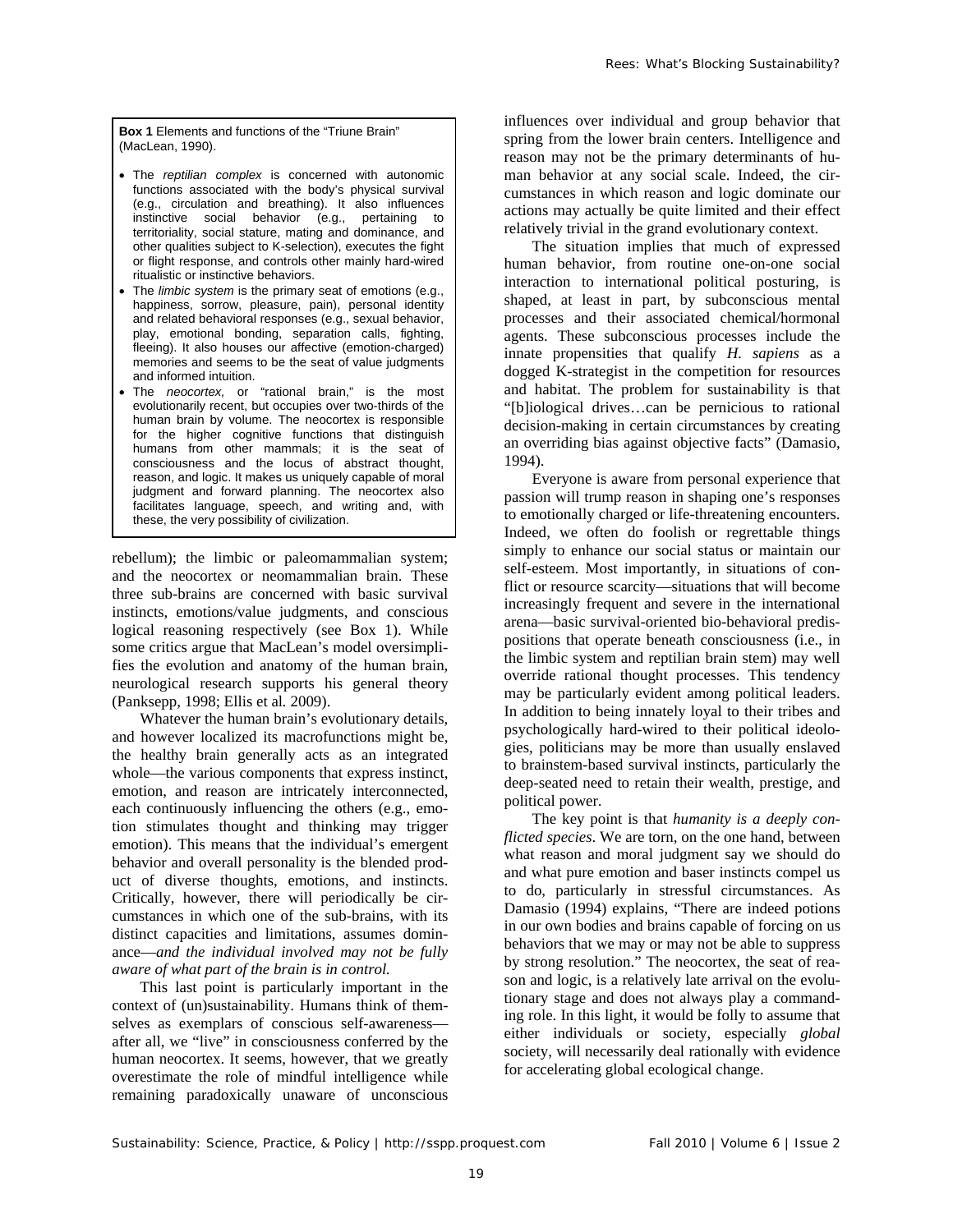**Box 1** Elements and functions of the "Triune Brain" (MacLean, 1990).

- The *reptilian complex* is concerned with autonomic functions associated with the body's physical survival (e.g., circulation and breathing). It also influences instinctive social behavior (e.g., pertaining to territoriality, social stature, mating and dominance, and other qualities subject to K-selection), executes the fight or flight response, and controls other mainly hard-wired ritualistic or instinctive behaviors.
- The *limbic system* is the primary seat of emotions (e.g., happiness, sorrow, pleasure, pain), personal identity and related behavioral responses (e.g., sexual behavior, play, emotional bonding, separation calls, fighting, fleeing). It also houses our affective (emotion-charged) memories and seems to be the seat of value judgments and informed intuition.
- The *neocortex,* or "rational brain," is the most evolutionarily recent, but occupies over two-thirds of the human brain by volume. The neocortex is responsible for the higher cognitive functions that distinguish humans from other mammals; it is the seat of consciousness and the locus of abstract thought, reason, and logic. It makes us uniquely capable of moral judgment and forward planning. The neocortex also facilitates language, speech, and writing and, with these, the very possibility of civilization.

rebellum); the limbic or paleomammalian system; and the neocortex or neomammalian brain. These three sub-brains are concerned with basic survival instincts, emotions/value judgments, and conscious logical reasoning respectively (see Box 1). While some critics argue that MacLean's model oversimplifies the evolution and anatomy of the human brain, neurological research supports his general theory (Panksepp, 1998; Ellis et al. 2009).

Whatever the human brain's evolutionary details, and however localized its macrofunctions might be, the healthy brain generally acts as an integrated whole—the various components that express instinct, emotion, and reason are intricately interconnected, each continuously influencing the others (e.g., emotion stimulates thought and thinking may trigger emotion). This means that the individual's emergent behavior and overall personality is the blended product of diverse thoughts, emotions, and instincts. Critically, however, there will periodically be circumstances in which one of the sub-brains, with its distinct capacities and limitations, assumes dominance—*and the individual involved may not be fully aware of what part of the brain is in control.*

This last point is particularly important in the context of (un)sustainability. Humans think of themselves as exemplars of conscious self-awareness—after all, we "live" in consciousness conferred by the human neocortex. It seems, however, that we greatly overestimate the role of mindful intelligence while remaining paradoxically unaware of unconscious influences over individual and group behavior that spring from the lower brain centers. Intelligence and reason may not be the primary determinants of human behavior at any social scale. Indeed, the circumstances in which reason and logic dominate our actions may actually be quite limited and their effect relatively trivial in the grand evolutionary context.

The situation implies that much of expressed human behavior, from routine one-on-one social interaction to international political posturing, is shaped, at least in part, by subconscious mental processes and their associated chemical/hormonal agents. These subconscious processes include the innate propensities that qualify *H. sapiens* as a dogged K-strategist in the competition for resources and habitat. The problem for sustainability is that "[b]iological drives…can be pernicious to rational decision-making in certain circumstances by creating an overriding bias against objective facts" (Damasio, 1994).

Everyone is aware from personal experience that passion will trump reason in shaping one's responses to emotionally charged or life-threatening encounters. Indeed, we often do foolish or regrettable things simply to enhance our social status or maintain our self-esteem. Most importantly, in situations of conflict or resource scarcity—situations that will become increasingly frequent and severe in the international arena—basic survival-oriented bio-behavioral predispositions that operate beneath consciousness (i.e., in the limbic system and reptilian brain stem) may well override rational thought processes. This tendency may be particularly evident among political leaders. In addition to being innately loyal to their tribes and psychologically hard-wired to their political ideologies, politicians may be more than usually enslaved to brainstem-based survival instincts, particularly the deep-seated need to retain their wealth, prestige, and political power.

The key point is that *humanity is a deeply conflicted species*. We are torn, on the one hand, between what reason and moral judgment say we should do and what pure emotion and baser instincts compel us to do, particularly in stressful circumstances. As Damasio (1994) explains, "There are indeed potions in our own bodies and brains capable of forcing on us behaviors that we may or may not be able to suppress by strong resolution." The neocortex, the seat of reason and logic, is a relatively late arrival on the evolutionary stage and does not always play a commanding role. In this light, it would be folly to assume that either individuals or society, especially *global* society, will necessarily deal rationally with evidence for accelerating global ecological change.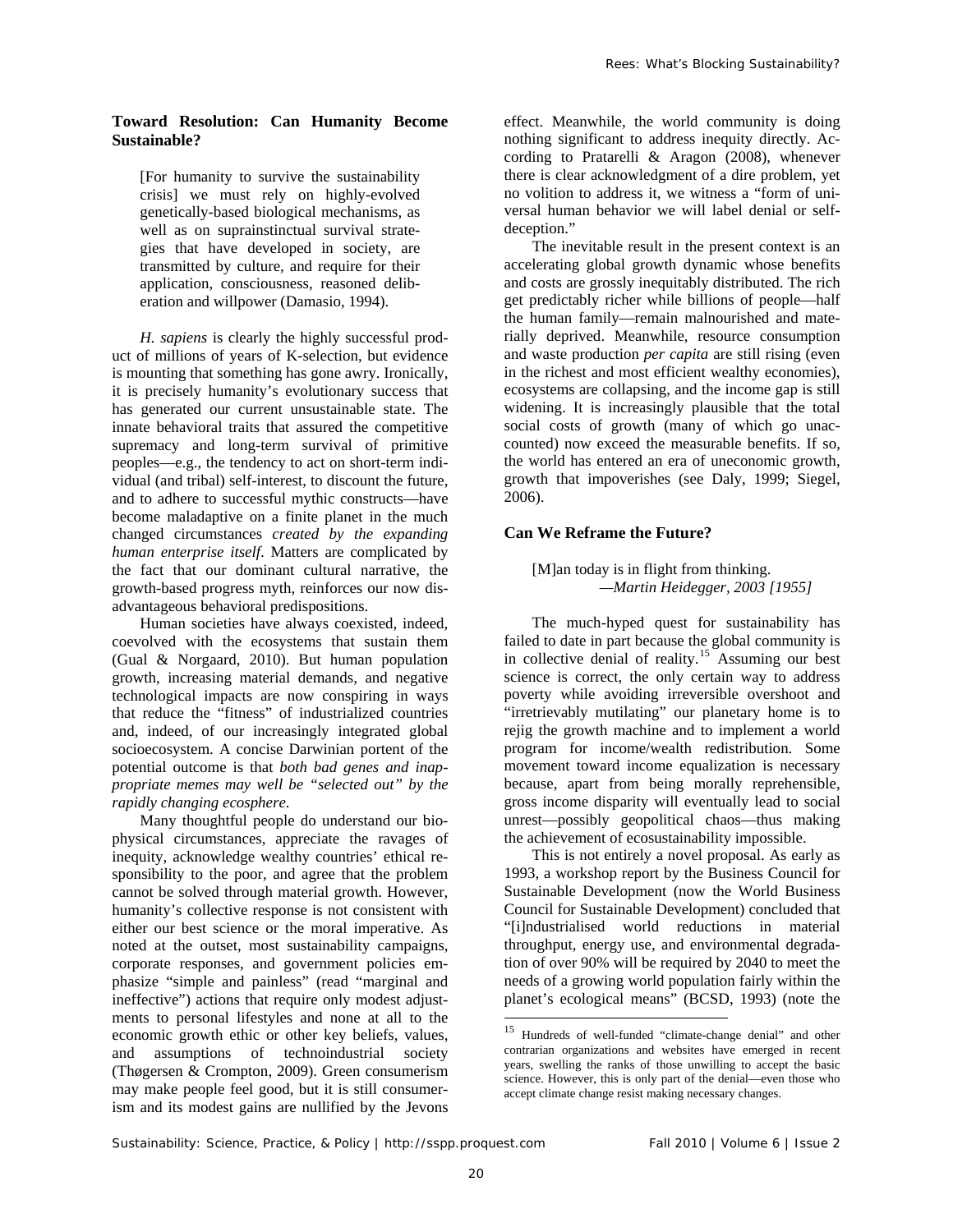## Toward Resolution: Can Humanity Become Sustainable?

> [For humanity to survive the sustainability crisis] we must rely on highly-evolved genetically-based biological mechanisms, as well as on suprainstinctual survival strategies that have developed in society, are transmitted by culture, and require for their application, consciousness, reasoned deliberation and willpower (Damasio, 1994).

*H. sapiens* is clearly the highly successful product of millions of years of K-selection, but evidence is mounting that something has gone awry. Ironically, it is precisely humanity's evolutionary success that has generated our current unsustainable state. The innate behavioral traits that assured the competitive supremacy and long-term survival of primitive peoples—e.g., the tendency to act on short-term individual (and tribal) self-interest, to discount the future, and to adhere to successful mythic constructs—have become maladaptive on a finite planet in the much changed circumstances *created by the expanding human enterprise itself*. Matters are complicated by the fact that our dominant cultural narrative, the growth-based progress myth, reinforces our now disadvantageous behavioral predispositions.

Human societies have always coexisted, indeed, coevolved with the ecosystems that sustain them (Gual & Norgaard, 2010). But human population growth, increasing material demands, and negative technological impacts are now conspiring in ways that reduce the "fitness" of industrialized countries and, indeed, of our increasingly integrated global socioecosystem. A concise Darwinian portent of the potential outcome is that *both bad genes and inappropriate memes may well be "selected out" by the rapidly changing ecosphere*.

Many thoughtful people do understand our biophysical circumstances, appreciate the ravages of inequity, acknowledge wealthy countries' ethical responsibility to the poor, and agree that the problem cannot be solved through material growth. However, humanity's collective response is not consistent with either our best science or the moral imperative. As noted at the outset, most sustainability campaigns, corporate responses, and government policies emphasize "simple and painless" (read "marginal and ineffective") actions that require only modest adjustments to personal lifestyles and none at all to the economic growth ethic or other key beliefs, values, and assumptions of technoindustrial society (Thøgersen & Crompton, 2009). Green consumerism may make people feel good, but it is still consumerism and its modest gains are nullified by the Jevons effect. Meanwhile, the world community is doing nothing significant to address inequity directly. According to Pratarelli & Aragon (2008), whenever there is clear acknowledgment of a dire problem, yet no volition to address it, we witness a "form of universal human behavior we will label denial or self-deception."

The inevitable result in the present context is an accelerating global growth dynamic whose benefits and costs are grossly inequitably distributed. The rich get predictably richer while billions of people—half the human family—remain malnourished and materially deprived. Meanwhile, resource consumption and waste production *per capita* are still rising (even in the richest and most efficient wealthy economies), ecosystems are collapsing, and the income gap is still widening. It is increasingly plausible that the total social costs of growth (many of which go unaccounted) now exceed the measurable benefits. If so, the world has entered an era of uneconomic growth, growth that impoverishes (see Daly, 1999; Siegel, 2006).

## Can We Reframe the Future?

> [M]an today is in flight from thinking.
> —*Martin Heidegger, 2003 [1955]*

The much-hyped quest for sustainability has failed to date in part because the global community is in collective denial of reality.[15] Assuming our best science is correct, the only certain way to address poverty while avoiding irreversible overshoot and "irretrievably mutilating" our planetary home is to rejig the growth machine and to implement a world program for income/wealth redistribution. Some movement toward income equalization is necessary because, apart from being morally reprehensible, gross income disparity will eventually lead to social unrest—possibly geopolitical chaos—thus making the achievement of ecosustainability impossible.

This is not entirely a novel proposal. As early as 1993, a workshop report by the Business Council for Sustainable Development (now the World Business Council for Sustainable Development) concluded that "[i]ndustrialised world reductions in material throughput, energy use, and environmental degradation of over 90% will be required by 2040 to meet the needs of a growing world population fairly within the planet's ecological means" (BCSD, 1993) (note the

---

[15] Hundreds of well-funded "climate-change denial" and other contrarian organizations and websites have emerged in recent years, swelling the ranks of those unwilling to accept the basic science. However, this is only part of the denial—even those who accept climate change resist making necessary changes.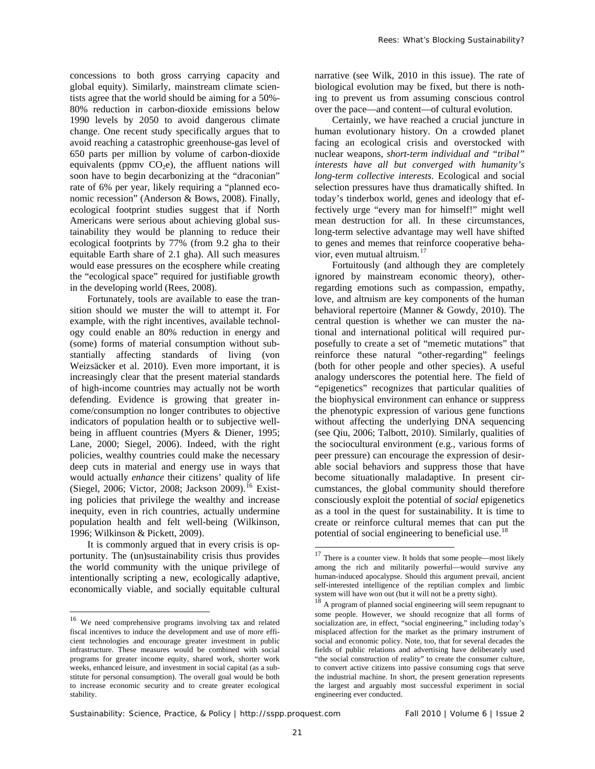concessions to both gross carrying capacity and global equity). Similarly, mainstream climate scientists agree that the world should be aiming for a 50%-80% reduction in carbon-dioxide emissions below 1990 levels by 2050 to avoid dangerous climate change. One recent study specifically argues that to avoid reaching a catastrophic greenhouse-gas level of 650 parts per million by volume of carbon-dioxide equivalents (ppmv $CO_2e$), the affluent nations will soon have to begin decarbonizing at the "draconian" rate of 6% per year, likely requiring a "planned economic recession" (Anderson & Bows, 2008). Finally, ecological footprint studies suggest that if North Americans were serious about achieving global sustainability they would be planning to reduce their ecological footprints by 77% (from 9.2 gha to their equitable Earth share of 2.1 gha). All such measures would ease pressures on the ecosphere while creating the "ecological space" required for justifiable growth in the developing world (Rees, 2008).

Fortunately, tools are available to ease the transition should we muster the will to attempt it. For example, with the right incentives, available technology could enable an 80% reduction in energy and (some) forms of material consumption without substantially affecting standards of living (von Weizsäcker et al. 2010). Even more important, it is increasingly clear that the present material standards of high-income countries may actually not be worth defending. Evidence is growing that greater income/consumption no longer contributes to objective indicators of population health or to subjective well-being in affluent countries (Myers & Diener, 1995; Lane, 2000; Siegel, 2006). Indeed, with the right policies, wealthy countries could make the necessary deep cuts in material and energy use in ways that would actually *enhance* their citizens' quality of life (Siegel, 2006; Victor, 2008; Jackson 2009).[16] Existing policies that privilege the wealthy and increase inequity, even in rich countries, actually undermine population health and felt well-being (Wilkinson, 1996; Wilkinson & Pickett, 2009).

It is commonly argued that in every crisis is opportunity. The (un)sustainability crisis thus provides the world community with the unique privilege of intentionally scripting a new, ecologically adaptive, economically viable, and socially equitable cultural narrative (see Wilk, 2010 in this issue). The rate of biological evolution may be fixed, but there is nothing to prevent us from assuming conscious control over the pace—and content—of cultural evolution.

Certainly, we have reached a crucial juncture in human evolutionary history. On a crowded planet facing an ecological crisis and overstocked with nuclear weapons, *short-term individual and "tribal" interests have all but converged with humanity's long-term collective interests*. Ecological and social selection pressures have thus dramatically shifted. In today's tinderbox world, genes and ideology that effectively urge "every man for himself!" might well mean destruction for all. In these circumstances, long-term selective advantage may well have shifted to genes and memes that reinforce cooperative behavior, even mutual altruism.[17]

Fortuitously (and although they are completely ignored by mainstream economic theory), other-regarding emotions such as compassion, empathy, love, and altruism are key components of the human behavioral repertoire (Manner & Gowdy, 2010). The central question is whether we can muster the national and international political will required purposefully to create a set of "memetic mutations" that reinforce these natural "other-regarding" feelings (both for other people and other species). A useful analogy underscores the potential here. The field of "epigenetics" recognizes that particular qualities of the biophysical environment can enhance or suppress the phenotypic expression of various gene functions without affecting the underlying DNA sequencing (see Qiu, 2006; Talbott, 2010). Similarly, qualities of the sociocultural environment (e.g., various forms of peer pressure) can encourage the expression of desirable social behaviors and suppress those that have become situationally maladaptive. In present circumstances, the global community should therefore consciously exploit the potential of *social* epigenetics as a tool in the quest for sustainability. It is time to create or reinforce cultural memes that can put the potential of social engineering to beneficial use.[18]

---

[16] We need comprehensive programs involving tax and related fiscal incentives to induce the development and use of more efficient technologies and encourage greater investment in public infrastructure. These measures would be combined with social programs for greater income equity, shared work, shorter work weeks, enhanced leisure, and investment in social capital (as a substitute for personal consumption). The overall goal would be both to increase economic security and to create greater ecological stability.

[17] There is a counter view. It holds that some people—most likely among the rich and militarily powerful—would survive any human-induced apocalypse. Should this argument prevail, ancient self-interested intelligence of the reptilian complex and limbic system will have won out (but it will not be a pretty sight).

[18] A program of planned social engineering will seem repugnant to some people. However, we should recognize that all forms of socialization are, in effect, "social engineering," including today's misplaced affection for the market as the primary instrument of social and economic policy. Note, too, that for several decades the fields of public relations and advertising have deliberately used "the social construction of reality" to create the consumer culture, to convert active citizens into passive consuming cogs that serve the industrial machine. In short, the present generation represents the largest and arguably most successful experiment in social engineering ever conducted.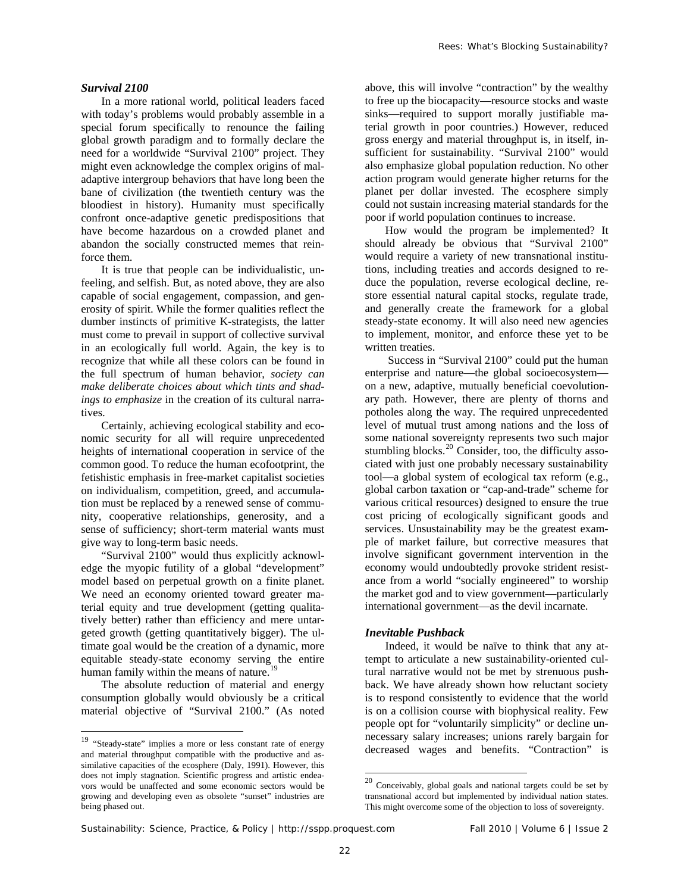### *Survival 2100*

In a more rational world, political leaders faced with today's problems would probably assemble in a special forum specifically to renounce the failing global growth paradigm and to formally declare the need for a worldwide "Survival 2100" project. They might even acknowledge the complex origins of maladaptive intergroup behaviors that have long been the bane of civilization (the twentieth century was the bloodiest in history). Humanity must specifically confront once-adaptive genetic predispositions that have become hazardous on a crowded planet and abandon the socially constructed memes that reinforce them.

It is true that people can be individualistic, unfeeling, and selfish. But, as noted above, they are also capable of social engagement, compassion, and generosity of spirit. While the former qualities reflect the dumber instincts of primitive K-strategists, the latter must come to prevail in support of collective survival in an ecologically full world. Again, the key is to recognize that while all these colors can be found in the full spectrum of human behavior, *society can make deliberate choices about which tints and shadings to emphasize* in the creation of its cultural narratives.

Certainly, achieving ecological stability and economic security for all will require unprecedented heights of international cooperation in service of the common good. To reduce the human ecofootprint, the fetishistic emphasis in free-market capitalist societies on individualism, competition, greed, and accumulation must be replaced by a renewed sense of community, cooperative relationships, generosity, and a sense of sufficiency; short-term material wants must give way to long-term basic needs.

"Survival 2100" would thus explicitly acknowledge the myopic futility of a global "development" model based on perpetual growth on a finite planet. We need an economy oriented toward greater material equity and true development (getting qualitatively better) rather than efficiency and mere untargeted growth (getting quantitatively bigger). The ultimate goal would be the creation of a dynamic, more equitable steady-state economy serving the entire human family within the means of nature.[19]

The absolute reduction of material and energy consumption globally would obviously be a critical material objective of "Survival 2100." (As noted above, this will involve "contraction" by the wealthy to free up the biocapacity—resource stocks and waste sinks—required to support morally justifiable material growth in poor countries.) However, reduced gross energy and material throughput is, in itself, insufficient for sustainability. "Survival 2100" would also emphasize global population reduction. No other action program would generate higher returns for the planet per dollar invested. The ecosphere simply could not sustain increasing material standards for the poor if world population continues to increase.

How would the program be implemented? It should already be obvious that "Survival 2100" would require a variety of new transnational institutions, including treaties and accords designed to reduce the population, reverse ecological decline, restore essential natural capital stocks, regulate trade, and generally create the framework for a global steady-state economy. It will also need new agencies to implement, monitor, and enforce these yet to be written treaties.

Success in "Survival 2100" could put the human enterprise and nature—the global socioecosystem—on a new, adaptive, mutually beneficial coevolutionary path. However, there are plenty of thorns and potholes along the way. The required unprecedented level of mutual trust among nations and the loss of some national sovereignty represents two such major stumbling blocks.[20] Consider, too, the difficulty associated with just one probably necessary sustainability tool—a global system of ecological tax reform (e.g., global carbon taxation or "cap-and-trade" scheme for various critical resources) designed to ensure the true cost pricing of ecologically significant goods and services. Unsustainability may be the greatest example of market failure, but corrective measures that involve significant government intervention in the economy would undoubtedly provoke strident resistance from a world "socially engineered" to worship the market god and to view government—particularly international government—as the devil incarnate.

### *Inevitable Pushback*

Indeed, it would be naïve to think that any attempt to articulate a new sustainability-oriented cultural narrative would not be met by strenuous pushback. We have already shown how reluctant society is to respond consistently to evidence that the world is on a collision course with biophysical reality. Few people opt for "voluntarily simplicity" or decline unnecessary salary increases; unions rarely bargain for decreased wages and benefits. "Contraction" is

---

[19] "Steady-state" implies a more or less constant rate of energy and material throughput compatible with the productive and assimilative capacities of the ecosphere (Daly, 1991). However, this does not imply stagnation. Scientific progress and artistic endeavors would be unaffected and some economic sectors would be growing and developing even as obsolete "sunset" industries are being phased out.

[20] Conceivably, global goals and national targets could be set by transnational accord but implemented by individual nation states. This might overcome some of the objection to loss of sovereignty.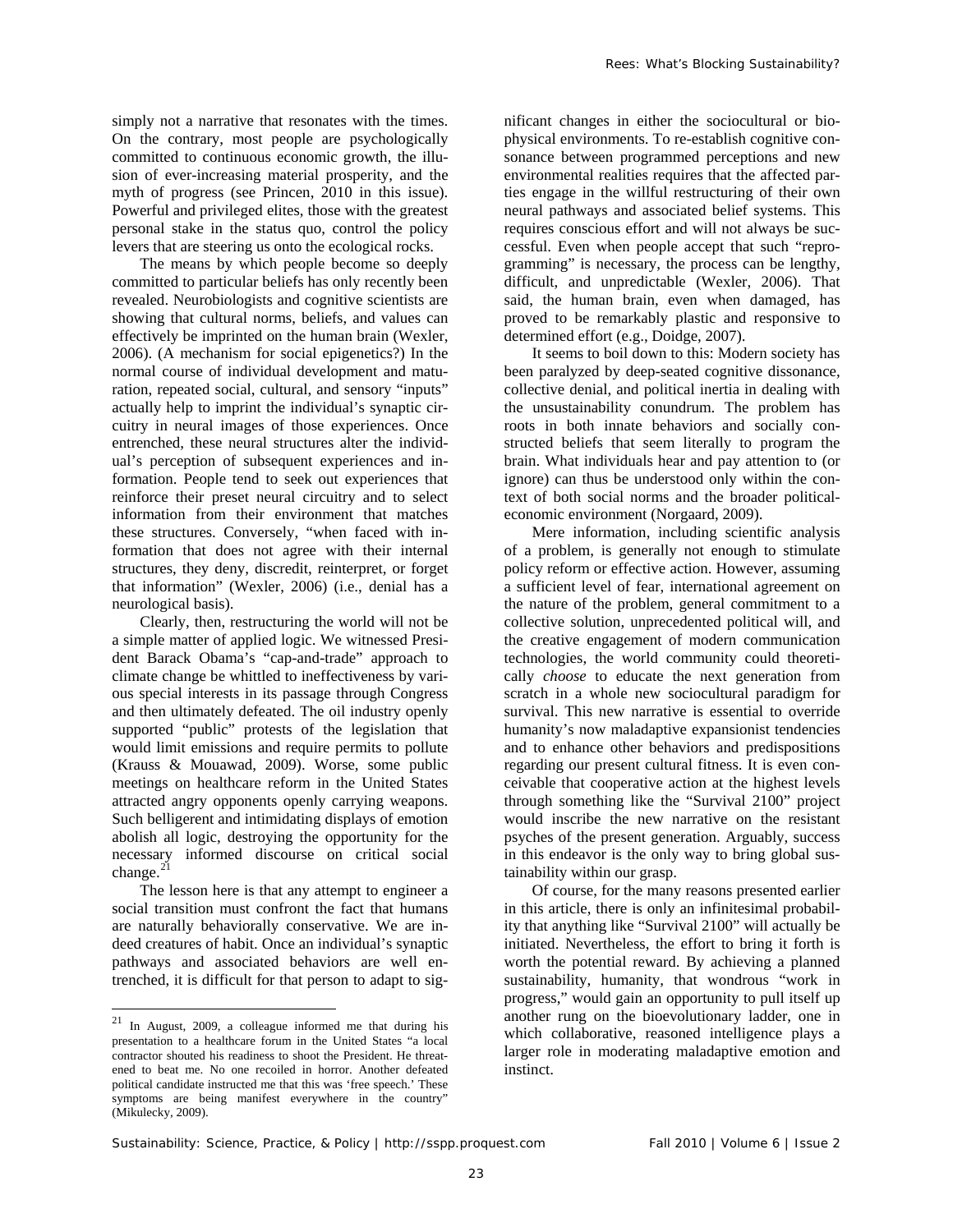simply not a narrative that resonates with the times. On the contrary, most people are psychologically committed to continuous economic growth, the illusion of ever-increasing material prosperity, and the myth of progress (see Princen, 2010 in this issue). Powerful and privileged elites, those with the greatest personal stake in the status quo, control the policy levers that are steering us onto the ecological rocks.

The means by which people become so deeply committed to particular beliefs has only recently been revealed. Neurobiologists and cognitive scientists are showing that cultural norms, beliefs, and values can effectively be imprinted on the human brain (Wexler, 2006). (A mechanism for social epigenetics?) In the normal course of individual development and maturation, repeated social, cultural, and sensory "inputs" actually help to imprint the individual's synaptic circuitry in neural images of those experiences. Once entrenched, these neural structures alter the individual's perception of subsequent experiences and information. People tend to seek out experiences that reinforce their preset neural circuitry and to select information from their environment that matches these structures. Conversely, "when faced with information that does not agree with their internal structures, they deny, discredit, reinterpret, or forget that information" (Wexler, 2006) (i.e., denial has a neurological basis).

Clearly, then, restructuring the world will not be a simple matter of applied logic. We witnessed President Barack Obama's "cap-and-trade" approach to climate change be whittled to ineffectiveness by various special interests in its passage through Congress and then ultimately defeated. The oil industry openly supported "public" protests of the legislation that would limit emissions and require permits to pollute (Krauss & Mouawad, 2009). Worse, some public meetings on healthcare reform in the United States attracted angry opponents openly carrying weapons. Such belligerent and intimidating displays of emotion abolish all logic, destroying the opportunity for the necessary informed discourse on critical social change.[21]

The lesson here is that any attempt to engineer a social transition must confront the fact that humans are naturally behaviorally conservative. We are indeed creatures of habit. Once an individual's synaptic pathways and associated behaviors are well entrenched, it is difficult for that person to adapt to significant changes in either the sociocultural or biophysical environments. To re-establish cognitive consonance between programmed perceptions and new environmental realities requires that the affected parties engage in the willful restructuring of their own neural pathways and associated belief systems. This requires conscious effort and will not always be successful. Even when people accept that such "reprogramming" is necessary, the process can be lengthy, difficult, and unpredictable (Wexler, 2006). That said, the human brain, even when damaged, has proved to be remarkably plastic and responsive to determined effort (e.g., Doidge, 2007).

It seems to boil down to this: Modern society has been paralyzed by deep-seated cognitive dissonance, collective denial, and political inertia in dealing with the unsustainability conundrum. The problem has roots in both innate behaviors and socially constructed beliefs that seem literally to program the brain. What individuals hear and pay attention to (or ignore) can thus be understood only within the context of both social norms and the broader political-economic environment (Norgaard, 2009).

Mere information, including scientific analysis of a problem, is generally not enough to stimulate policy reform or effective action. However, assuming a sufficient level of fear, international agreement on the nature of the problem, general commitment to a collective solution, unprecedented political will, and the creative engagement of modern communication technologies, the world community could theoretically *choose* to educate the next generation from scratch in a whole new sociocultural paradigm for survival. This new narrative is essential to override humanity's now maladaptive expansionist tendencies and to enhance other behaviors and predispositions regarding our present cultural fitness. It is even conceivable that cooperative action at the highest levels through something like the "Survival 2100" project would inscribe the new narrative on the resistant psyches of the present generation. Arguably, success in this endeavor is the only way to bring global sustainability within our grasp.

Of course, for the many reasons presented earlier in this article, there is only an infinitesimal probability that anything like "Survival 2100" will actually be initiated. Nevertheless, the effort to bring it forth is worth the potential reward. By achieving a planned sustainability, humanity, that wondrous "work in progress," would gain an opportunity to pull itself up another rung on the bioevolutionary ladder, one in which collaborative, reasoned intelligence plays a larger role in moderating maladaptive emotion and instinct.

---

[21] In August, 2009, a colleague informed me that during his presentation to a healthcare forum in the United States "a local contractor shouted his readiness to shoot the President. He threatened to beat me. No one recoiled in horror. Another defeated political candidate instructed me that this was 'free speech.' These symptoms are being manifest everywhere in the country" (Mikulecky, 2009).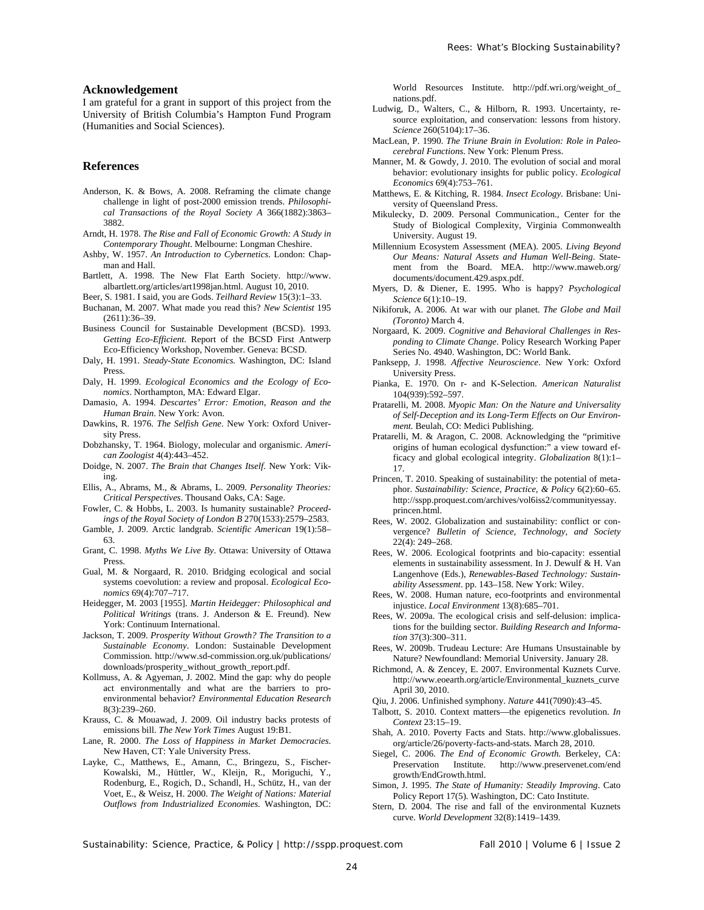## Acknowledgement

I am grateful for a grant in support of this project from the University of British Columbia's Hampton Fund Program (Humanities and Social Sciences).

## References

Anderson, K. & Bows, A. 2008. Reframing the climate change challenge in light of post-2000 emission trends. *Philosophical Transactions of the Royal Society A* 366(1882):3863–3882.

Arndt, H. 1978. *The Rise and Fall of Economic Growth: A Study in Contemporary Thought*. Melbourne: Longman Cheshire.

Ashby, W. 1957. *An Introduction to Cybernetics*. London: Chapman and Hall.

Bartlett, A. 1998. The New Flat Earth Society. http://www.albartlett.org/articles/art1998jan.html. August 10, 2010.

Beer, S. 1981. I said, you are Gods. *Teilhard Review* 15(3):1–33.

Buchanan, M. 2007. What made you read this? *New Scientist* 195 (2611):36–39.

Business Council for Sustainable Development (BCSD). 1993. *Getting Eco-Efficient*. Report of the BCSD First Antwerp Eco-Efficiency Workshop, November. Geneva: BCSD.

Daly, H. 1991. *Steady-State Economics.* Washington, DC: Island Press.

Daly, H. 1999. *Ecological Economics and the Ecology of Economics*. Northampton, MA: Edward Elgar.

Damasio, A. 1994. *Descartes' Error: Emotion, Reason and the Human Brain*. New York: Avon.

Dawkins, R. 1976. *The Selfish Gene*. New York: Oxford University Press.

Dobzhansky, T. 1964. Biology, molecular and organismic. *American Zoologist* 4(4):443–452.

Doidge, N. 2007. *The Brain that Changes Itself*. New York: Viking.

Ellis, A., Abrams, M., & Abrams, L. 2009. *Personality Theories: Critical Perspectives*. Thousand Oaks, CA: Sage.

Fowler, C. & Hobbs, L. 2003. Is humanity sustainable? *Proceedings of the Royal Society of London B* 270(1533):2579–2583.

Gamble, J. 2009. Arctic landgrab. *Scientific American* 19(1):58–63.

Grant, C. 1998. *Myths We Live By*. Ottawa: University of Ottawa Press.

Gual, M. & Norgaard, R. 2010. Bridging ecological and social systems coevolution: a review and proposal. *Ecological Economics* 69(4):707–717.

Heidegger, M. 2003 [1955]. *Martin Heidegger: Philosophical and Political Writings* (trans. J. Anderson & E. Freund). New York: Continuum International.

Jackson, T. 2009. *Prosperity Without Growth? The Transition to a Sustainable Economy*. London: Sustainable Development Commission. http://www.sd-commission.org.uk/publications/downloads/prosperity_without_growth_report.pdf.

Kollmuss, A. & Agyeman, J. 2002. Mind the gap: why do people act environmentally and what are the barriers to pro-environmental behavior? *Environmental Education Research* 8(3):239–260.

Krauss, C. & Mouawad, J. 2009. Oil industry backs protests of emissions bill. *The New York Times* August 19:B1.

Lane, R. 2000. *The Loss of Happiness in Market Democracies*. New Haven, CT: Yale University Press.

Layke, C., Matthews, E., Amann, C., Bringezu, S., Fischer-Kowalski, M., Hüttler, W., Kleijn, R., Moriguchi, Y., Rodenburg, E., Rogich, D., Schandl, H., Schütz, H., van der Voet, E., & Weisz, H. 2000. *The Weight of Nations: Material Outflows from Industrialized Economies.* Washington, DC: World Resources Institute. http://pdf.wri.org/weight_of_nations.pdf.

Ludwig, D., Walters, C., & Hilborn, R. 1993. Uncertainty, resource exploitation, and conservation: lessons from history. *Science* 260(5104):17–36.

MacLean, P. 1990. *The Triune Brain in Evolution: Role in Paleocerebral Functions*. New York: Plenum Press.

Manner, M. & Gowdy, J. 2010. The evolution of social and moral behavior: evolutionary insights for public policy. *Ecological Economics* 69(4):753–761.

Matthews, E. & Kitching, R. 1984. *Insect Ecology*. Brisbane: University of Queensland Press.

Mikulecky, D. 2009. Personal Communication., Center for the Study of Biological Complexity, Virginia Commonwealth University. August 19.

Millennium Ecosystem Assessment (MEA). 2005. *Living Beyond Our Means: Natural Assets and Human Well-Being*. Statement from the Board. MEA. http://www.maweb.org/documents/document.429.aspx.pdf.

Myers, D. & Diener, E. 1995. Who is happy? *Psychological Science* 6(1):10–19.

Nikiforuk, A. 2006. At war with our planet. *The Globe and Mail (Toronto)* March 4.

Norgaard, K. 2009. *Cognitive and Behavioral Challenges in Responding to Climate Change*. Policy Research Working Paper Series No. 4940. Washington, DC: World Bank.

Panksepp, J. 1998. *Affective Neuroscience*. New York: Oxford University Press.

Pianka, E. 1970. On r- and K-Selection. *American Naturalist* 104(939):592–597.

Pratarelli, M. 2008. *Myopic Man: On the Nature and Universality of Self-Deception and its Long-Term Effects on Our Environment.* Beulah, CO: Medici Publishing.

Pratarelli, M. & Aragon, C. 2008. Acknowledging the "primitive origins of human ecological dysfunction:" a view toward efficacy and global ecological integrity. *Globalization* 8(1):1–17.

Princen, T. 2010. Speaking of sustainability: the potential of metaphor. *Sustainability: Science, Practice, & Policy* 6(2):60–65. http://sspp.proquest.com/archives/vol6iss2/communityessay.princen.html.

Rees, W. 2002. Globalization and sustainability: conflict or convergence? *Bulletin of Science, Technology, and Society* 22(4): 249–268.

Rees, W. 2006. Ecological footprints and bio-capacity: essential elements in sustainability assessment. In J. Dewulf & H. Van Langenhove (Eds.), *Renewables-Based Technology: Sustainability Assessment*. pp. 143–158. New York: Wiley.

Rees, W. 2008. Human nature, eco-footprints and environmental injustice. *Local Environment* 13(8):685–701.

Rees, W. 2009a. The ecological crisis and self-delusion: implications for the building sector. *Building Research and Information* 37(3):300–311.

Rees, W. 2009b. Trudeau Lecture: Are Humans Unsustainable by Nature? Newfoundland: Memorial University. January 28.

Richmond, A. & Zencey, E. 2007. Environmental Kuznets Curve. http://www.eoearth.org/article/Environmental_kuznets_curve April 30, 2010.

Qiu, J. 2006. Unfinished symphony. *Nature* 441(7090):43–45.

Talbott, S. 2010. Context matters—the epigenetics revolution. *In Context* 23:15–19.

Shah, A. 2010. Poverty Facts and Stats. http://www.globalissues.org/article/26/poverty-facts-and-stats. March 28, 2010.

Siegel, C. 2006. *The End of Economic Growth.* Berkeley, CA: Preservation Institute. http://www.preservenet.com/endgrowth/EndGrowth.html.

Simon, J. 1995. *The State of Humanity: Steadily Improving*. Cato Policy Report 17(5). Washington, DC: Cato Institute.

Stern, D. 2004. The rise and fall of the environmental Kuznets curve. *World Development* 32(8):1419–1439.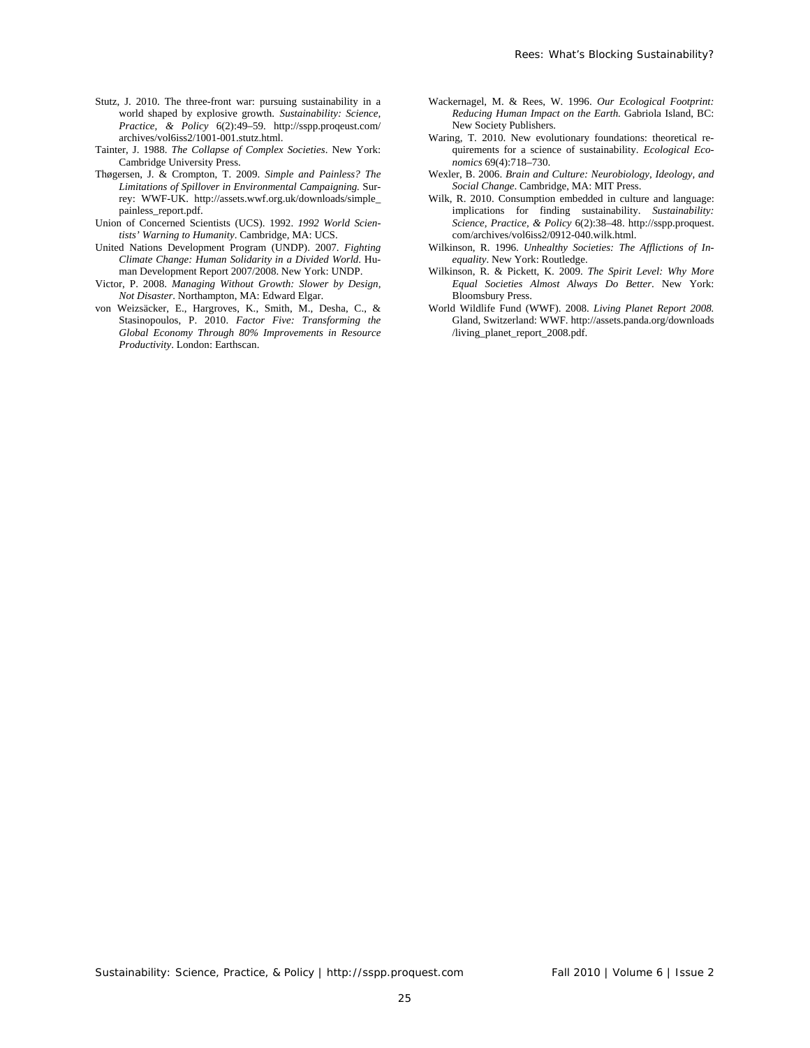Stutz, J. 2010. The three-front war: pursuing sustainability in a world shaped by explosive growth. *Sustainability: Science, Practice, & Policy* 6(2):49–59. http://sspp.proqeust.com/archives/vol6iss2/1001-001.stutz.html.

Tainter, J. 1988. *The Collapse of Complex Societies*. New York: Cambridge University Press.

Thøgersen, J. & Crompton, T. 2009. *Simple and Painless? The Limitations of Spillover in Environmental Campaigning.* Surrey: WWF-UK. http://assets.wwf.org.uk/downloads/simple_painless_report.pdf.

Union of Concerned Scientists (UCS). 1992. *1992 World Scientists' Warning to Humanity*. Cambridge, MA: UCS.

United Nations Development Program (UNDP). 2007. *Fighting Climate Change: Human Solidarity in a Divided World*. Human Development Report 2007/2008. New York: UNDP.

Victor, P. 2008. *Managing Without Growth: Slower by Design, Not Disaster*. Northampton, MA: Edward Elgar.

von Weizsäcker, E., Hargroves, K., Smith, M., Desha, C., & Stasinopoulos, P. 2010. *Factor Five: Transforming the Global Economy Through 80% Improvements in Resource Productivity*. London: Earthscan.

Wackernagel, M. & Rees, W. 1996. *Our Ecological Footprint: Reducing Human Impact on the Earth.* Gabriola Island, BC: New Society Publishers.

Waring, T. 2010. New evolutionary foundations: theoretical requirements for a science of sustainability. *Ecological Economics* 69(4):718–730.

Wexler, B. 2006. *Brain and Culture: Neurobiology, Ideology, and Social Change*. Cambridge, MA: MIT Press.

Wilk, R. 2010. Consumption embedded in culture and language: implications for finding sustainability. *Sustainability: Science, Practice, & Policy* 6(2):38–48. http://sspp.proquest.com/archives/vol6iss2/0912-040.wilk.html.

Wilkinson, R. 1996. *Unhealthy Societies: The Afflictions of Inequality*. New York: Routledge.

Wilkinson, R. & Pickett, K. 2009. *The Spirit Level: Why More Equal Societies Almost Always Do Better*. New York: Bloomsbury Press.

World Wildlife Fund (WWF). 2008. *Living Planet Report 2008.* Gland, Switzerland: WWF. http://assets.panda.org/downloads/living_planet_report_2008.pdf.